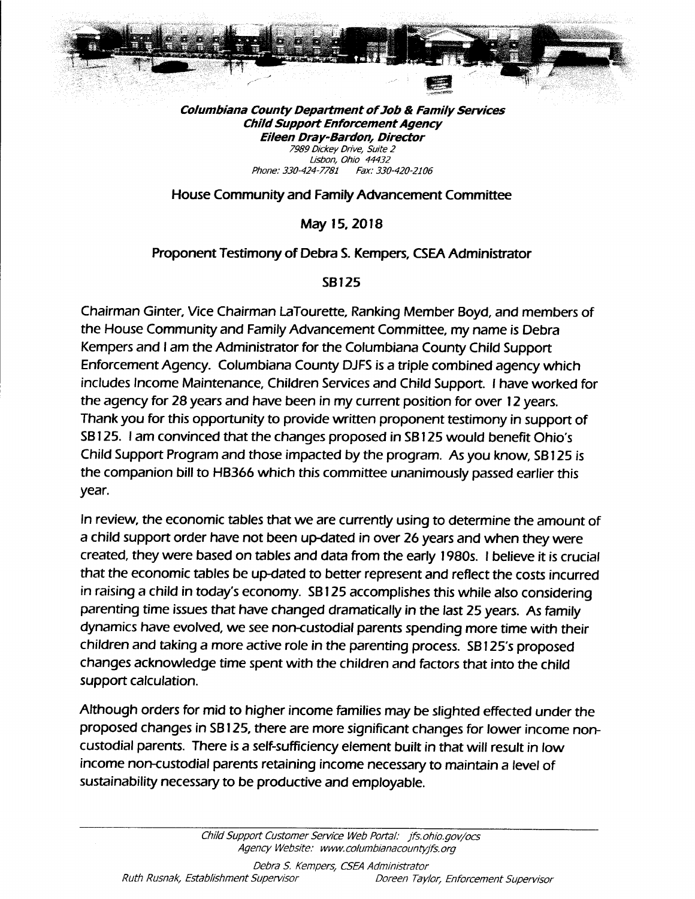**_Columbiana County Department of Job & Family Services_**
**_Child Support Enforcement Agency_**
**_Eileen Dray-Bardon, Director_**
_7989 Dickey Drive, Suite 2_
_Lisbon, Ohio 44432_
_Phone: 330-424-7781 Fax: 330-420-2106_

## House Community and Family Advancement Committee

## May 15, 2018

## Proponent Testimony of Debra S. Kempers, CSEA Administrator

## SB125

Chairman Ginter, Vice Chairman LaTourette, Ranking Member Boyd, and members of the House Community and Family Advancement Committee, my name is Debra Kempers and I am the Administrator for the Columbiana County Child Support Enforcement Agency. Columbiana County DJFS is a triple combined agency which includes Income Maintenance, Children Services and Child Support. I have worked for the agency for 28 years and have been in my current position for over 12 years. Thank you for this opportunity to provide written proponent testimony in support of SB125. I am convinced that the changes proposed in SB125 would benefit Ohio's Child Support Program and those impacted by the program. As you know, SB125 is the companion bill to HB366 which this committee unanimously passed earlier this year.

In review, the economic tables that we are currently using to determine the amount of a child support order have not been up-dated in over 26 years and when they were created, they were based on tables and data from the early 1980s. I believe it is crucial that the economic tables be up-dated to better represent and reflect the costs incurred in raising a child in today's economy. SB125 accomplishes this while also considering parenting time issues that have changed dramatically in the last 25 years. As family dynamics have evolved, we see non-custodial parents spending more time with their children and taking a more active role in the parenting process. SB125's proposed changes acknowledge time spent with the children and factors that into the child support calculation.

Although orders for mid to higher income families may be slighted effected under the proposed changes in SB125, there are more significant changes for lower income non-custodial parents. There is a self-sufficiency element built in that will result in low income non-custodial parents retaining income necessary to maintain a level of sustainability necessary to be productive and employable.

_Child Support Customer Service Web Portal: jfs.ohio.gov/ocs_
_Agency Website: www.columbianacountyjfs.org_

_Debra S. Kempers, CSEA Administrator_
_Ruth Rusnak, Establishment Supervisor_ _Doreen Taylor, Enforcement Supervisor_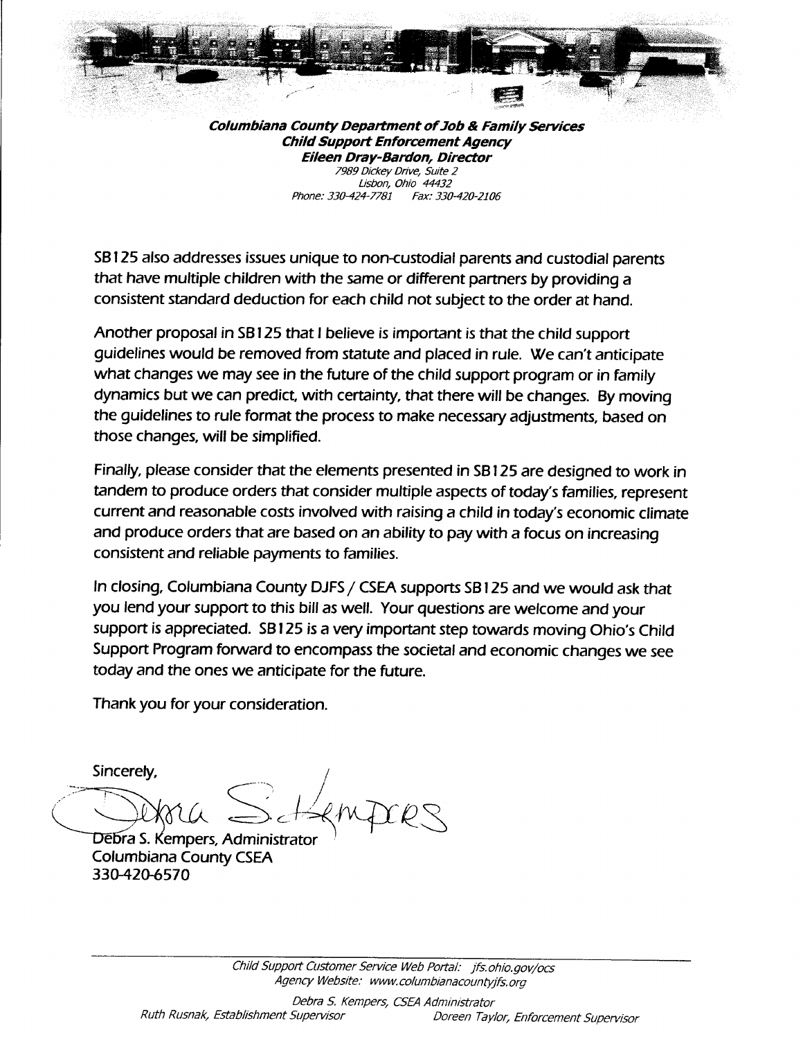***Columbiana County Department of Job & Family Services***
***Child Support Enforcement Agency***
***Eileen Dray-Bardon, Director***
*7989 Dickey Drive, Suite 2*
*Lisbon, Ohio 44432*
*Phone: 330-424-7781 Fax: 330-420-2106*

SB125 also addresses issues unique to non-custodial parents and custodial parents that have multiple children with the same or different partners by providing a consistent standard deduction for each child not subject to the order at hand.

Another proposal in SB125 that I believe is important is that the child support guidelines would be removed from statute and placed in rule. We can't anticipate what changes we may see in the future of the child support program or in family dynamics but we can predict, with certainty, that there will be changes. By moving the guidelines to rule format the process to make necessary adjustments, based on those changes, will be simplified.

Finally, please consider that the elements presented in SB125 are designed to work in tandem to produce orders that consider multiple aspects of today's families, represent current and reasonable costs involved with raising a child in today's economic climate and produce orders that are based on an ability to pay with a focus on increasing consistent and reliable payments to families.

In closing, Columbiana County DJFS / CSEA supports SB125 and we would ask that you lend your support to this bill as well. Your questions are welcome and your support is appreciated. SB125 is a very important step towards moving Ohio's Child Support Program forward to encompass the societal and economic changes we see today and the ones we anticipate for the future.

Thank you for your consideration.

Sincerely,

Debra S. Kempers, Administrator
Columbiana County CSEA
330-420-6570

---

*Child Support Customer Service Web Portal: jfs.ohio.gov/ocs*
*Agency Website: www.columbianacountyjfs.org*

*Debra S. Kempers, CSEA Administrator*
*Ruth Rusnak, Establishment Supervisor* *Doreen Taylor, Enforcement Supervisor*